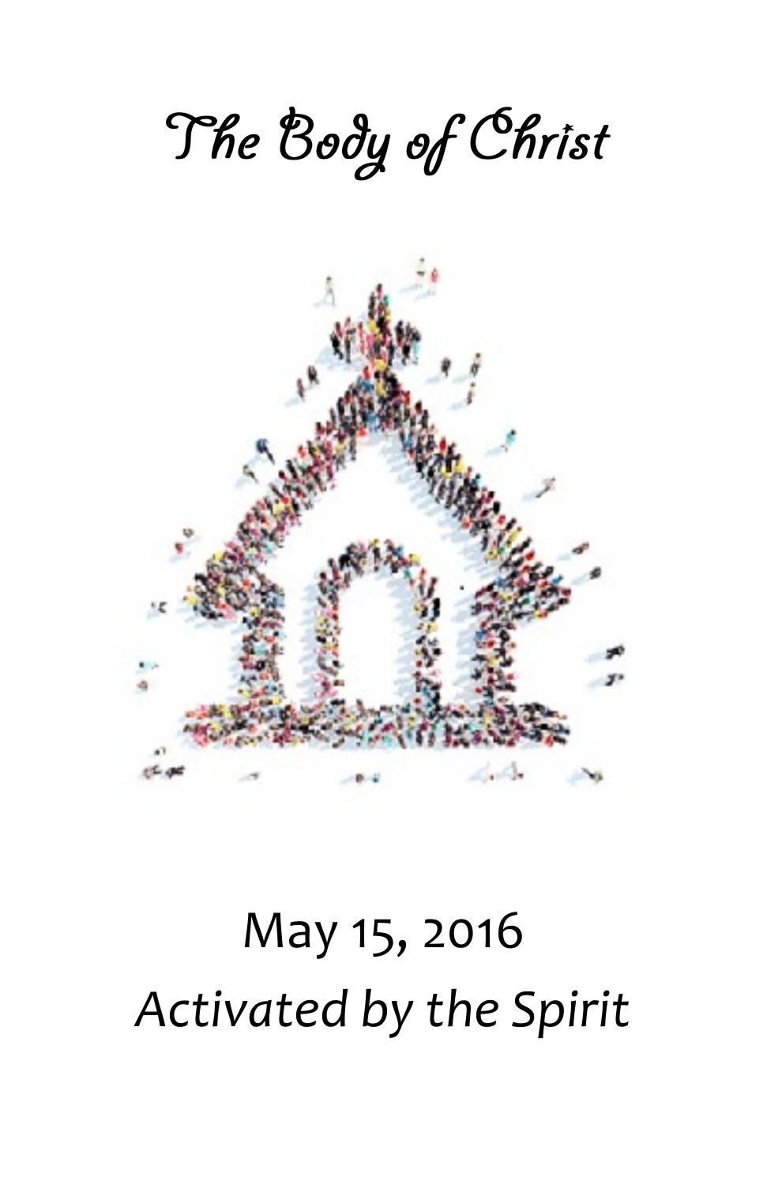# The Body of Christ

May 15, 2016

*Activated by the Spirit*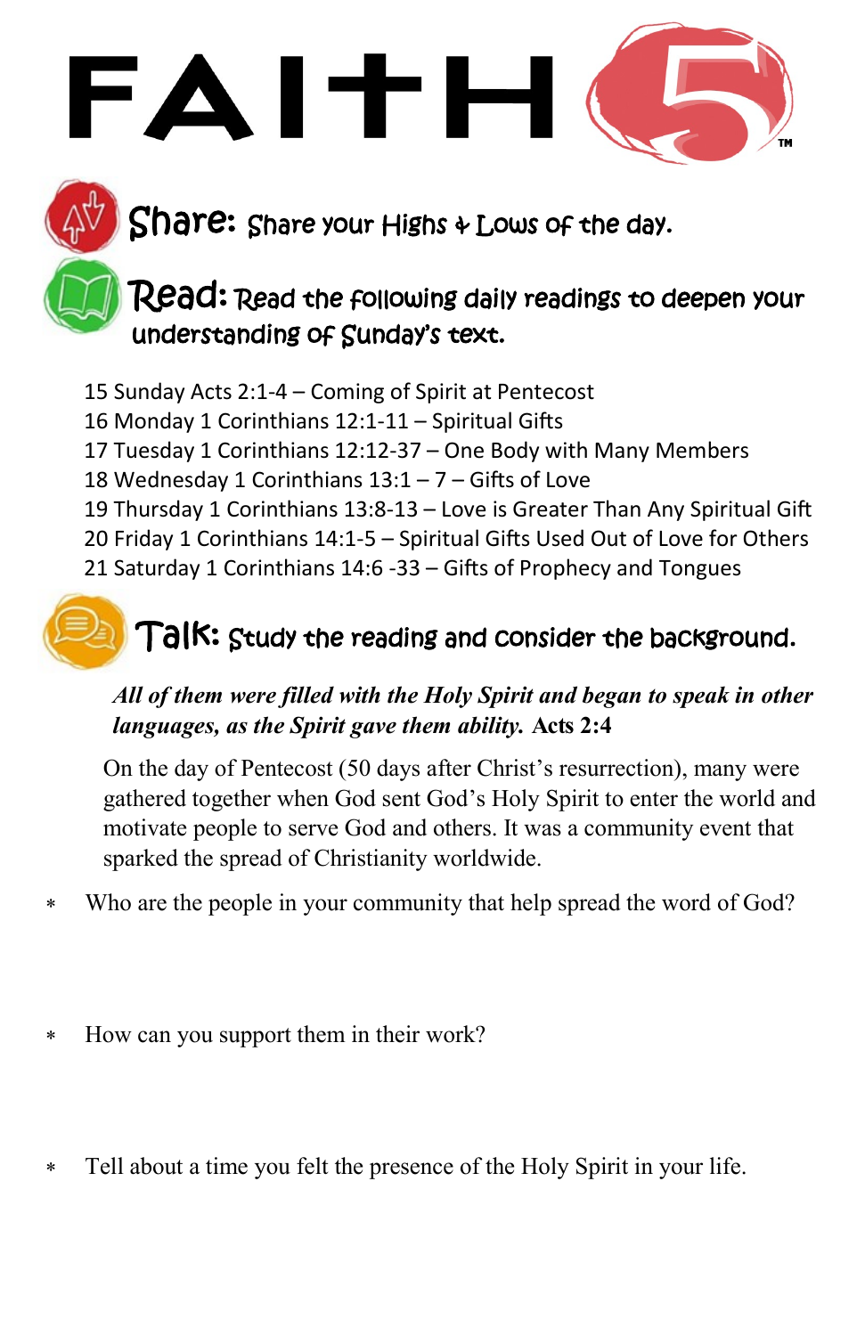# FAITH 5™

## Share: Share your Highs & Lows of the day.

## Read: Read the following daily readings to deepen your understanding of Sunday's text.

15 Sunday Acts 2:1-4 – Coming of Spirit at Pentecost
16 Monday 1 Corinthians 12:1-11 – Spiritual Gifts
17 Tuesday 1 Corinthians 12:12-37 – One Body with Many Members
18 Wednesday 1 Corinthians 13:1 – 7 – Gifts of Love
19 Thursday 1 Corinthians 13:8-13 – Love is Greater Than Any Spiritual Gift
20 Friday 1 Corinthians 14:1-5 – Spiritual Gifts Used Out of Love for Others
21 Saturday 1 Corinthians 14:6 -33 – Gifts of Prophecy and Tongues

## Talk: Study the reading and consider the background.

***All of them were filled with the Holy Spirit and began to speak in other languages, as the Spirit gave them ability.*** **Acts 2:4**

On the day of Pentecost (50 days after Christ's resurrection), many were gathered together when God sent God's Holy Spirit to enter the world and motivate people to serve God and others. It was a community event that sparked the spread of Christianity worldwide.

- Who are the people in your community that help spread the word of God?
- How can you support them in their work?
- Tell about a time you felt the presence of the Holy Spirit in your life.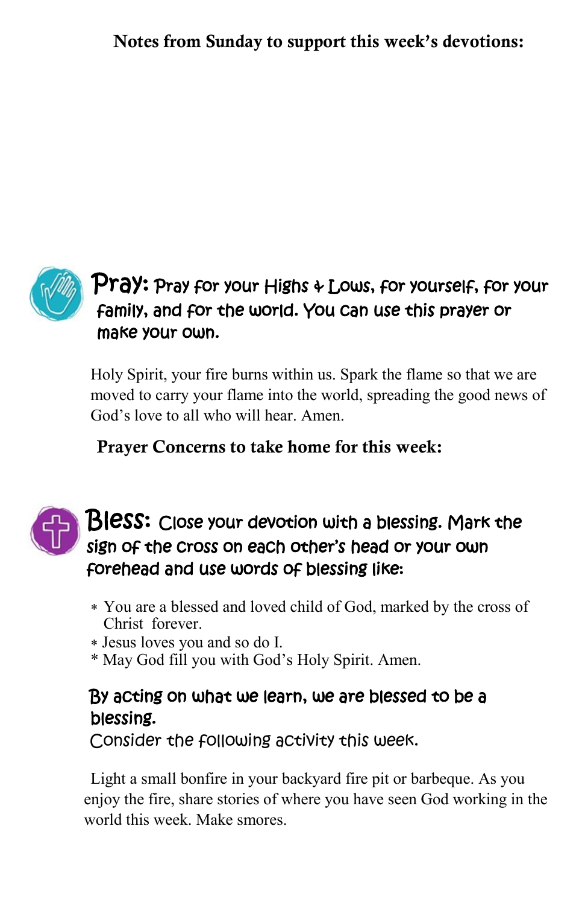**Notes from Sunday to support this week's devotions:**

**Pray:** Pray for your Highs & Lows, for yourself, for your family, and for the world. You can use this prayer or make your own.

Holy Spirit, your fire burns within us. Spark the flame so that we are moved to carry your flame into the world, spreading the good news of God's love to all who will hear. Amen.

**Prayer Concerns to take home for this week:**

**Bless:** Close your devotion with a blessing. Mark the sign of the cross on each other's head or your own forehead and use words of blessing like:

- You are a blessed and loved child of God, marked by the cross of Christ forever.
- Jesus loves you and so do I.
- May God fill you with God's Holy Spirit. Amen.

By acting on what we learn, we are blessed to be a blessing.
Consider the following activity this week.

Light a small bonfire in your backyard fire pit or barbeque. As you enjoy the fire, share stories of where you have seen God working in the world this week. Make smores.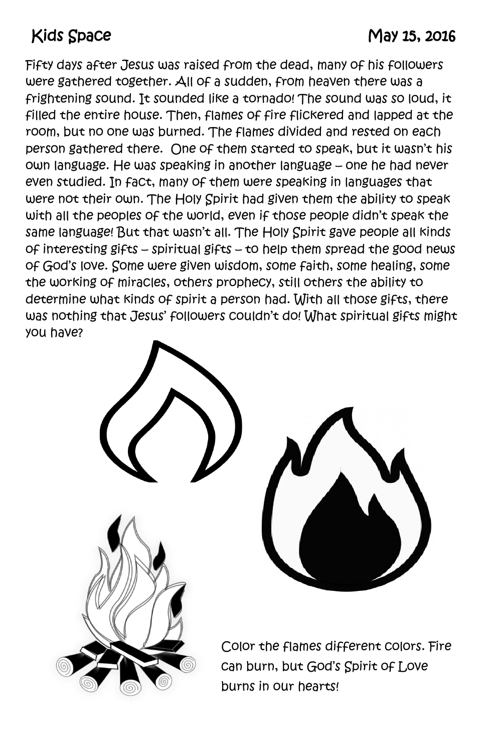Kids Space May 15, 2016

Fifty days after Jesus was raised from the dead, many of his followers were gathered together. All of a sudden, from heaven there was a frightening sound. It sounded like a tornado! The sound was so loud, it filled the entire house. Then, flames of fire flickered and lapped at the room, but no one was burned. The flames divided and rested on each person gathered there. One of them started to speak, but it wasn't his own language. He was speaking in another language – one he had never even studied. In fact, many of them were speaking in languages that were not their own. The Holy Spirit had given them the ability to speak with all the peoples of the world, even if those people didn't speak the same language! But that wasn't all. The Holy Spirit gave people all kinds of interesting gifts – spiritual gifts – to help them spread the good news of God's love. Some were given wisdom, some faith, some healing, some the working of miracles, others prophecy, still others the ability to determine what kinds of spirit a person had. With all those gifts, there was nothing that Jesus' followers couldn't do! What spiritual gifts might you have?

Color the flames different colors. Fire can burn, but God's Spirit of Love burns in our hearts!